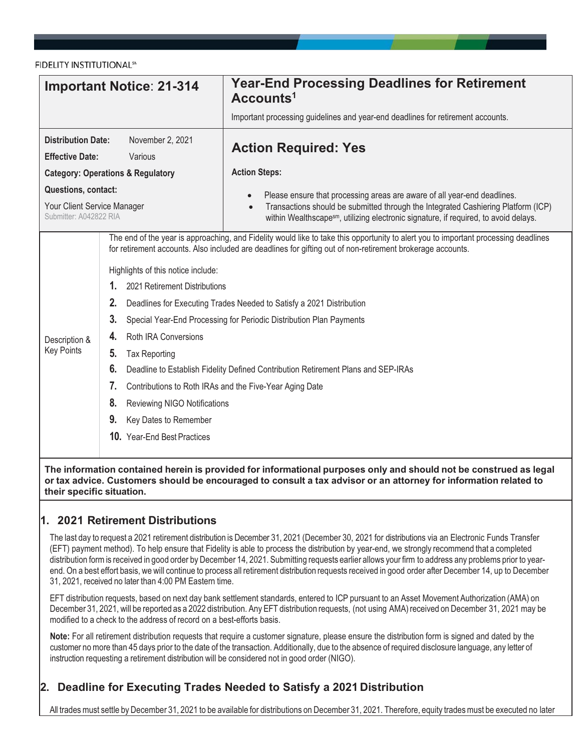FIDELITY INSTITUTIONAL℠

| **Important Notice**: **21-314** | **Year-End Processing Deadlines for Retirement Accounts**[1]<br><br>Important processing guidelines and year-end deadlines for retirement accounts. |
|---|---|
| **Distribution Date:** November 2, 2021<br>**Effective Date:** Various<br>**Category: Operations & Regulatory**<br>**Questions, contact:**<br>Your Client Service Manager<br>Submitter: A042822 RIA | **Action Required: Yes**<br><br>**Action Steps:**<br>• Please ensure that processing areas are aware of all year-end deadlines.<br>• Transactions should be submitted through the Integrated Cashiering Platform (ICP) within Wealthscape℠, utilizing electronic signature, if required, to avoid delays. |

**Description & Key Points**

The end of the year is approaching, and Fidelity would like to take this opportunity to alert you to important processing deadlines for retirement accounts. Also included are deadlines for gifting out of non-retirement brokerage accounts.

Highlights of this notice include:

1. 2021 Retirement Distributions
2. Deadlines for Executing Trades Needed to Satisfy a 2021 Distribution
3. Special Year-End Processing for Periodic Distribution Plan Payments
4. Roth IRA Conversions
5. Tax Reporting
6. Deadline to Establish Fidelity Defined Contribution Retirement Plans and SEP-IRAs
7. Contributions to Roth IRAs and the Five-Year Aging Date
8. Reviewing NIGO Notifications
9. Key Dates to Remember
10. Year-End Best Practices

**The information contained herein is provided for informational purposes only and should not be construed as legal or tax advice. Customers should be encouraged to consult a tax advisor or an attorney for information related to their specific situation.**

## 1. 2021 Retirement Distributions

The last day to request a 2021 retirement distribution is December 31, 2021 (December 30, 2021 for distributions via an Electronic Funds Transfer (EFT) payment method). To help ensure that Fidelity is able to process the distribution by year-end, we strongly recommend that a completed distribution form is received in good order by December 14, 2021. Submitting requests earlier allows your firm to address any problems prior to year-end. On a best effort basis, we will continue to process all retirement distribution requests received in good order after December 14, up to December 31, 2021, received no later than 4:00 PM Eastern time.

EFT distribution requests, based on next day bank settlement standards, entered to ICP pursuant to an Asset Movement Authorization (AMA) on December 31, 2021, will be reported as a 2022 distribution. Any EFT distribution requests, (not using AMA) received on December 31, 2021 may be modified to a check to the address of record on a best-efforts basis.

**Note:** For all retirement distribution requests that require a customer signature, please ensure the distribution form is signed and dated by the customer no more than 45 days prior to the date of the transaction. Additionally, due to the absence of required disclosure language, any letter of instruction requesting a retirement distribution will be considered not in good order (NIGO).

## 2. Deadline for Executing Trades Needed to Satisfy a 2021 Distribution

All trades must settle by December 31, 2021 to be available for distributions on December 31, 2021. Therefore, equity trades must be executed no later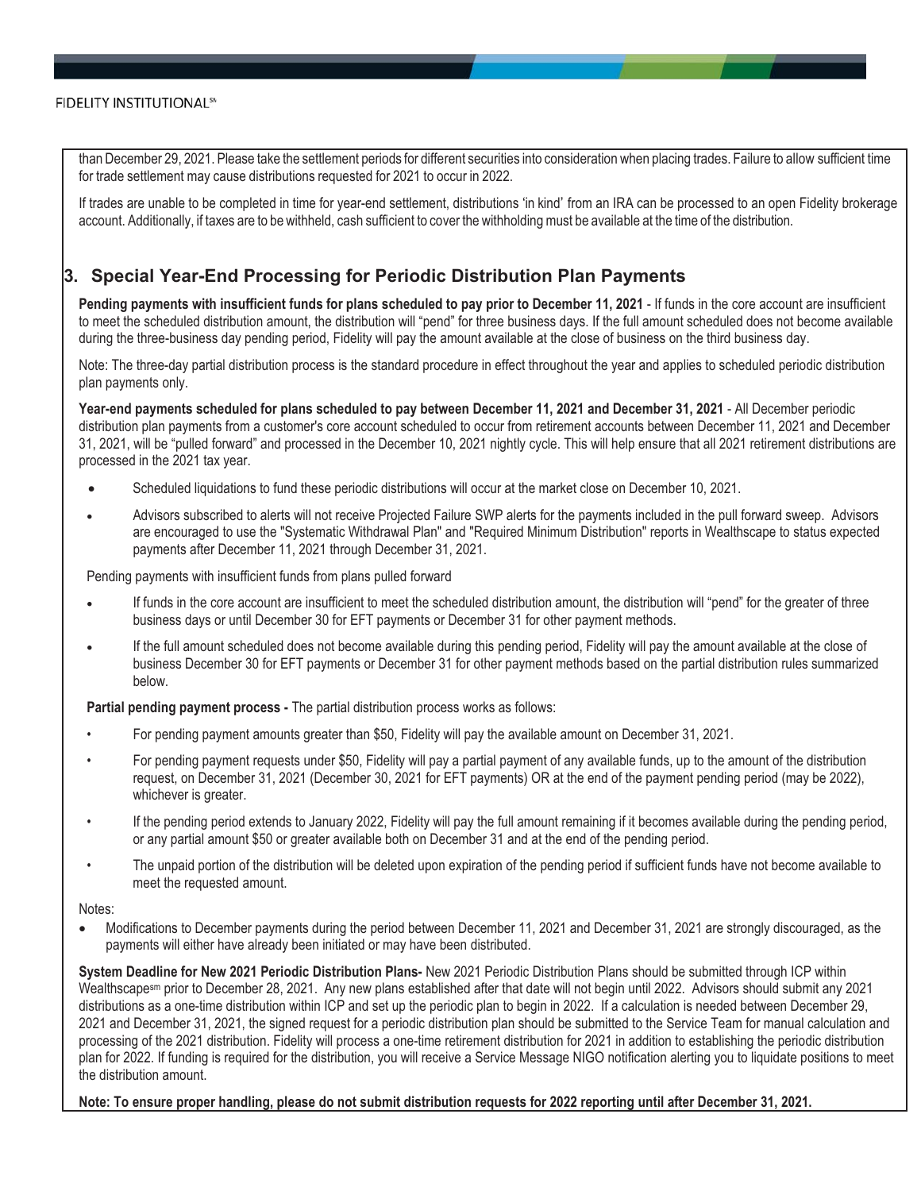than December 29, 2021. Please take the settlement periods for different securities into consideration when placing trades. Failure to allow sufficient time for trade settlement may cause distributions requested for 2021 to occur in 2022.

If trades are unable to be completed in time for year-end settlement, distributions 'in kind' from an IRA can be processed to an open Fidelity brokerage account. Additionally, if taxes are to be withheld, cash sufficient to cover the withholding must be available at the time of the distribution.

## 3. Special Year-End Processing for Periodic Distribution Plan Payments

**Pending payments with insufficient funds for plans scheduled to pay prior to December 11, 2021** - If funds in the core account are insufficient to meet the scheduled distribution amount, the distribution will "pend" for three business days. If the full amount scheduled does not become available during the three-business day pending period, Fidelity will pay the amount available at the close of business on the third business day.

Note: The three-day partial distribution process is the standard procedure in effect throughout the year and applies to scheduled periodic distribution plan payments only.

**Year-end payments scheduled for plans scheduled to pay between December 11, 2021 and December 31, 2021** - All December periodic distribution plan payments from a customer's core account scheduled to occur from retirement accounts between December 11, 2021 and December 31, 2021, will be "pulled forward" and processed in the December 10, 2021 nightly cycle. This will help ensure that all 2021 retirement distributions are processed in the 2021 tax year.

- Scheduled liquidations to fund these periodic distributions will occur at the market close on December 10, 2021.
- Advisors subscribed to alerts will not receive Projected Failure SWP alerts for the payments included in the pull forward sweep. Advisors are encouraged to use the "Systematic Withdrawal Plan" and "Required Minimum Distribution" reports in Wealthscape to status expected payments after December 11, 2021 through December 31, 2021.

Pending payments with insufficient funds from plans pulled forward

- If funds in the core account are insufficient to meet the scheduled distribution amount, the distribution will "pend" for the greater of three business days or until December 30 for EFT payments or December 31 for other payment methods.
- If the full amount scheduled does not become available during this pending period, Fidelity will pay the amount available at the close of business December 30 for EFT payments or December 31 for other payment methods based on the partial distribution rules summarized below.

**Partial pending payment process -** The partial distribution process works as follows:

- For pending payment amounts greater than $50, Fidelity will pay the available amount on December 31, 2021.
- For pending payment requests under $50, Fidelity will pay a partial payment of any available funds, up to the amount of the distribution request, on December 31, 2021 (December 30, 2021 for EFT payments) OR at the end of the payment pending period (may be 2022), whichever is greater.
- If the pending period extends to January 2022, Fidelity will pay the full amount remaining if it becomes available during the pending period, or any partial amount $50 or greater available both on December 31 and at the end of the pending period.
- The unpaid portion of the distribution will be deleted upon expiration of the pending period if sufficient funds have not become available to meet the requested amount.

Notes:

- Modifications to December payments during the period between December 11, 2021 and December 31, 2021 are strongly discouraged, as the payments will either have already been initiated or may have been distributed.

**System Deadline for New 2021 Periodic Distribution Plans-** New 2021 Periodic Distribution Plans should be submitted through ICP within Wealthscape[sm] prior to December 28, 2021. Any new plans established after that date will not begin until 2022. Advisors should submit any 2021 distributions as a one-time distribution within ICP and set up the periodic plan to begin in 2022. If a calculation is needed between December 29, 2021 and December 31, 2021, the signed request for a periodic distribution plan should be submitted to the Service Team for manual calculation and processing of the 2021 distribution. Fidelity will process a one-time retirement distribution for 2021 in addition to establishing the periodic distribution plan for 2022. If funding is required for the distribution, you will receive a Service Message NIGO notification alerting you to liquidate positions to meet the distribution amount.

**Note: To ensure proper handling, please do not submit distribution requests for 2022 reporting until after December 31, 2021.**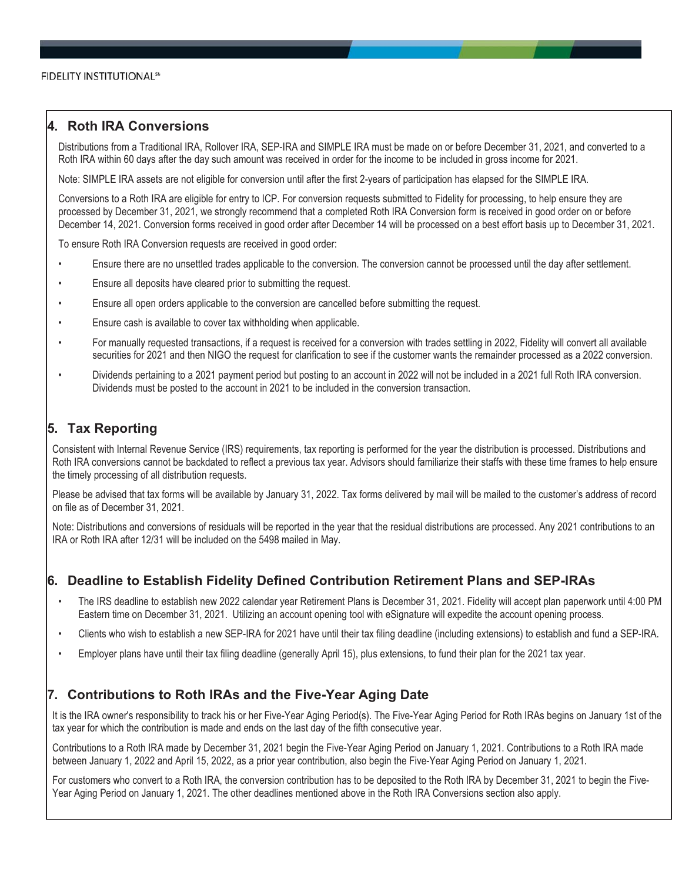## 4. Roth IRA Conversions

Distributions from a Traditional IRA, Rollover IRA, SEP-IRA and SIMPLE IRA must be made on or before December 31, 2021, and converted to a Roth IRA within 60 days after the day such amount was received in order for the income to be included in gross income for 2021.

Note: SIMPLE IRA assets are not eligible for conversion until after the first 2-years of participation has elapsed for the SIMPLE IRA.

Conversions to a Roth IRA are eligible for entry to ICP. For conversion requests submitted to Fidelity for processing, to help ensure they are processed by December 31, 2021, we strongly recommend that a completed Roth IRA Conversion form is received in good order on or before December 14, 2021. Conversion forms received in good order after December 14 will be processed on a best effort basis up to December 31, 2021.

To ensure Roth IRA Conversion requests are received in good order:

- Ensure there are no unsettled trades applicable to the conversion. The conversion cannot be processed until the day after settlement.
- Ensure all deposits have cleared prior to submitting the request.
- Ensure all open orders applicable to the conversion are cancelled before submitting the request.
- Ensure cash is available to cover tax withholding when applicable.
- For manually requested transactions, if a request is received for a conversion with trades settling in 2022, Fidelity will convert all available securities for 2021 and then NIGO the request for clarification to see if the customer wants the remainder processed as a 2022 conversion.
- Dividends pertaining to a 2021 payment period but posting to an account in 2022 will not be included in a 2021 full Roth IRA conversion. Dividends must be posted to the account in 2021 to be included in the conversion transaction.

## 5. Tax Reporting

Consistent with Internal Revenue Service (IRS) requirements, tax reporting is performed for the year the distribution is processed. Distributions and Roth IRA conversions cannot be backdated to reflect a previous tax year. Advisors should familiarize their staffs with these time frames to help ensure the timely processing of all distribution requests.

Please be advised that tax forms will be available by January 31, 2022. Tax forms delivered by mail will be mailed to the customer's address of record on file as of December 31, 2021.

Note: Distributions and conversions of residuals will be reported in the year that the residual distributions are processed. Any 2021 contributions to an IRA or Roth IRA after 12/31 will be included on the 5498 mailed in May.

## 6. Deadline to Establish Fidelity Defined Contribution Retirement Plans and SEP-IRAs

- The IRS deadline to establish new 2022 calendar year Retirement Plans is December 31, 2021. Fidelity will accept plan paperwork until 4:00 PM Eastern time on December 31, 2021. Utilizing an account opening tool with eSignature will expedite the account opening process.
- Clients who wish to establish a new SEP-IRA for 2021 have until their tax filing deadline (including extensions) to establish and fund a SEP-IRA.
- Employer plans have until their tax filing deadline (generally April 15), plus extensions, to fund their plan for the 2021 tax year.

## 7. Contributions to Roth IRAs and the Five-Year Aging Date

It is the IRA owner's responsibility to track his or her Five-Year Aging Period(s). The Five-Year Aging Period for Roth IRAs begins on January 1st of the tax year for which the contribution is made and ends on the last day of the fifth consecutive year.

Contributions to a Roth IRA made by December 31, 2021 begin the Five-Year Aging Period on January 1, 2021. Contributions to a Roth IRA made between January 1, 2022 and April 15, 2022, as a prior year contribution, also begin the Five-Year Aging Period on January 1, 2021.

For customers who convert to a Roth IRA, the conversion contribution has to be deposited to the Roth IRA by December 31, 2021 to begin the Five-Year Aging Period on January 1, 2021. The other deadlines mentioned above in the Roth IRA Conversions section also apply.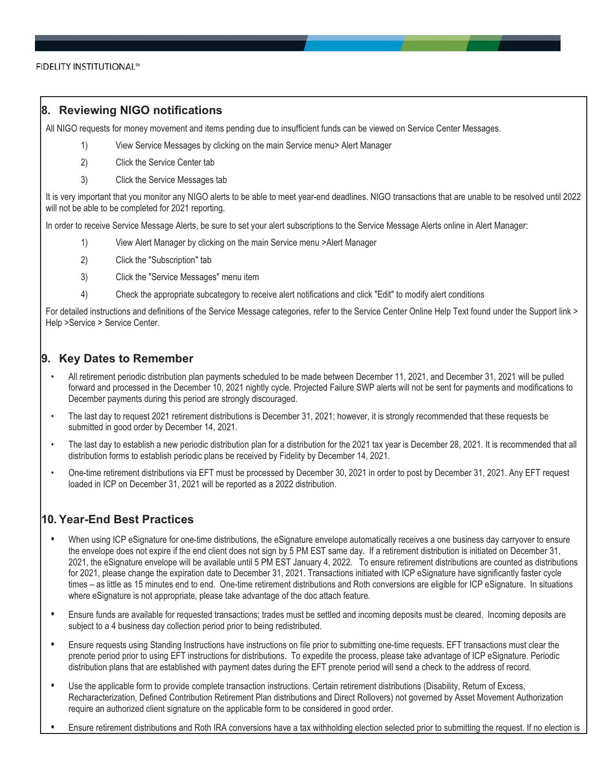## 8. Reviewing NIGO notifications

All NIGO requests for money movement and items pending due to insufficient funds can be viewed on Service Center Messages.

1) View Service Messages by clicking on the main Service menu> Alert Manager
2) Click the Service Center tab
3) Click the Service Messages tab

It is very important that you monitor any NIGO alerts to be able to meet year-end deadlines. NIGO transactions that are unable to be resolved until 2022 will not be able to be completed for 2021 reporting.

In order to receive Service Message Alerts, be sure to set your alert subscriptions to the Service Message Alerts online in Alert Manager:

1) View Alert Manager by clicking on the main Service menu >Alert Manager
2) Click the "Subscription" tab
3) Click the "Service Messages" menu item
4) Check the appropriate subcategory to receive alert notifications and click "Edit" to modify alert conditions

For detailed instructions and definitions of the Service Message categories, refer to the Service Center Online Help Text found under the Support link > Help >Service > Service Center.

## 9. Key Dates to Remember

- All retirement periodic distribution plan payments scheduled to be made between December 11, 2021, and December 31, 2021 will be pulled forward and processed in the December 10, 2021 nightly cycle. Projected Failure SWP alerts will not be sent for payments and modifications to December payments during this period are strongly discouraged.
- The last day to request 2021 retirement distributions is December 31, 2021; however, it is strongly recommended that these requests be submitted in good order by December 14, 2021.
- The last day to establish a new periodic distribution plan for a distribution for the 2021 tax year is December 28, 2021. It is recommended that all distribution forms to establish periodic plans be received by Fidelity by December 14, 2021.
- One-time retirement distributions via EFT must be processed by December 30, 2021 in order to post by December 31, 2021. Any EFT request loaded in ICP on December 31, 2021 will be reported as a 2022 distribution.

## 10. Year-End Best Practices

- When using ICP eSignature for one-time distributions, the eSignature envelope automatically receives a one business day carryover to ensure the envelope does not expire if the end client does not sign by 5 PM EST same day. If a retirement distribution is initiated on December 31, 2021, the eSignature envelope will be available until 5 PM EST January 4, 2022. To ensure retirement distributions are counted as distributions for 2021, please change the expiration date to December 31, 2021. Transactions initiated with ICP eSignature have significantly faster cycle times – as little as 15 minutes end to end. One-time retirement distributions and Roth conversions are eligible for ICP eSignature. In situations where eSignature is not appropriate, please take advantage of the doc attach feature.
- Ensure funds are available for requested transactions; trades must be settled and incoming deposits must be cleared. Incoming deposits are subject to a 4 business day collection period prior to being redistributed.
- Ensure requests using Standing Instructions have instructions on file prior to submitting one-time requests. EFT transactions must clear the prenote period prior to using EFT instructions for distributions. To expedite the process, please take advantage of ICP eSignature. Periodic distribution plans that are established with payment dates during the EFT prenote period will send a check to the address of record.
- Use the applicable form to provide complete transaction instructions. Certain retirement distributions (Disability, Return of Excess, Recharacterization, Defined Contribution Retirement Plan distributions and Direct Rollovers) not governed by Asset Movement Authorization require an authorized client signature on the applicable form to be considered in good order.
- Ensure retirement distributions and Roth IRA conversions have a tax withholding election selected prior to submitting the request. If no election is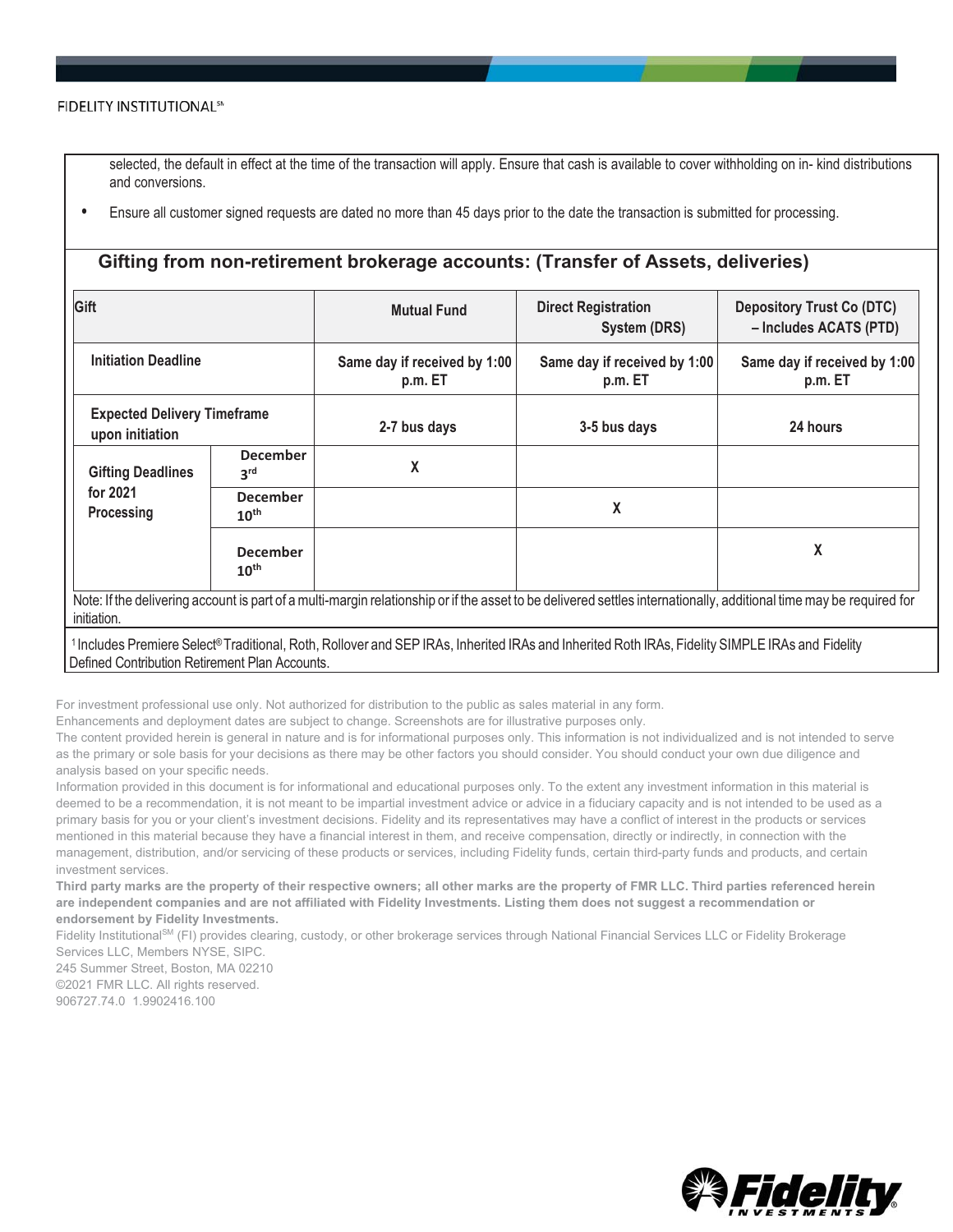selected, the default in effect at the time of the transaction will apply. Ensure that cash is available to cover withholding on in- kind distributions and conversions.

- Ensure all customer signed requests are dated no more than 45 days prior to the date the transaction is submitted for processing.

## Gifting from non-retirement brokerage accounts: (Transfer of Assets, deliveries)

| Gift | | Mutual Fund | Direct Registration System (DRS) | Depository Trust Co (DTC) – Includes ACATS (PTD) |
|---|---|---|---|---|
| Initiation Deadline | | Same day if received by 1:00 p.m. ET | Same day if received by 1:00 p.m. ET | Same day if received by 1:00 p.m. ET |
| Expected Delivery Timeframe upon initiation | | 2-7 bus days | 3-5 bus days | 24 hours |
| Gifting Deadlines for 2021 Processing | December 3rd | X | | |
| | December 10th | | X | |
| | December 10th | | | X |

Note: If the delivering account is part of a multi-margin relationship or if the asset to be delivered settles internationally, additional time may be required for initiation.

[1] Includes Premiere Select® Traditional, Roth, Rollover and SEP IRAs, Inherited IRAs and Inherited Roth IRAs, Fidelity SIMPLE IRAs and Fidelity Defined Contribution Retirement Plan Accounts.

For investment professional use only. Not authorized for distribution to the public as sales material in any form.
Enhancements and deployment dates are subject to change. Screenshots are for illustrative purposes only.
The content provided herein is general in nature and is for informational purposes only. This information is not individualized and is not intended to serve as the primary or sole basis for your decisions as there may be other factors you should consider. You should conduct your own due diligence and analysis based on your specific needs.
Information provided in this document is for informational and educational purposes only. To the extent any investment information in this material is deemed to be a recommendation, it is not meant to be impartial investment advice or advice in a fiduciary capacity and is not intended to be used as a primary basis for you or your client's investment decisions. Fidelity and its representatives may have a conflict of interest in the products or services mentioned in this material because they have a financial interest in them, and receive compensation, directly or indirectly, in connection with the management, distribution, and/or servicing of these products or services, including Fidelity funds, certain third-party funds and products, and certain investment services.

**Third party marks are the property of their respective owners; all other marks are the property of FMR LLC. Third parties referenced herein are independent companies and are not affiliated with Fidelity Investments. Listing them does not suggest a recommendation or endorsement by Fidelity Investments.**

Fidelity Institutional℠ (FI) provides clearing, custody, or other brokerage services through National Financial Services LLC or Fidelity Brokerage Services LLC, Members NYSE, SIPC.
245 Summer Street, Boston, MA 02210
©2021 FMR LLC. All rights reserved.
906727.74.0 1.9902416.100